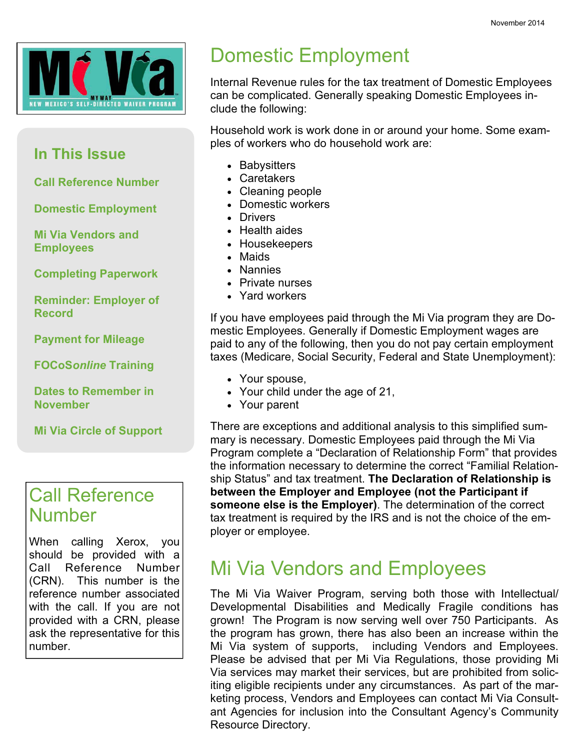November 2014

Mi Via

MY WAY

NEW MEXICO'S SELF-DIRECTED WAIVER PROGRAM

## In This Issue

**Call Reference Number**

**Domestic Employment**

**Mi Via Vendors and Employees**

**Completing Paperwork**

**Reminder: Employer of Record**

**Payment for Mileage**

**FOCoS*online* Training**

**Dates to Remember in November**

**Mi Via Circle of Support**

## Call Reference Number

When calling Xerox, you should be provided with a Call Reference Number (CRN). This number is the reference number associated with the call. If you are not provided with a CRN, please ask the representative for this number.

# Domestic Employment

Internal Revenue rules for the tax treatment of Domestic Employees can be complicated. Generally speaking Domestic Employees include the following:

Household work is work done in or around your home. Some examples of workers who do household work are:

- Babysitters
- Caretakers
- Cleaning people
- Domestic workers
- Drivers
- Health aides
- Housekeepers
- Maids
- Nannies
- Private nurses
- Yard workers

If you have employees paid through the Mi Via program they are Domestic Employees. Generally if Domestic Employment wages are paid to any of the following, then you do not pay certain employment taxes (Medicare, Social Security, Federal and State Unemployment):

- Your spouse,
- Your child under the age of 21,
- Your parent

There are exceptions and additional analysis to this simplified summary is necessary. Domestic Employees paid through the Mi Via Program complete a "Declaration of Relationship Form" that provides the information necessary to determine the correct "Familial Relationship Status" and tax treatment. **The Declaration of Relationship is between the Employer and Employee (not the Participant if someone else is the Employer)**. The determination of the correct tax treatment is required by the IRS and is not the choice of the employer or employee.

# Mi Via Vendors and Employees

The Mi Via Waiver Program, serving both those with Intellectual/Developmental Disabilities and Medically Fragile conditions has grown! The Program is now serving well over 750 Participants. As the program has grown, there has also been an increase within the Mi Via system of supports, including Vendors and Employees. Please be advised that per Mi Via Regulations, those providing Mi Via services may market their services, but are prohibited from soliciting eligible recipients under any circumstances. As part of the marketing process, Vendors and Employees can contact Mi Via Consultant Agencies for inclusion into the Consultant Agency's Community Resource Directory.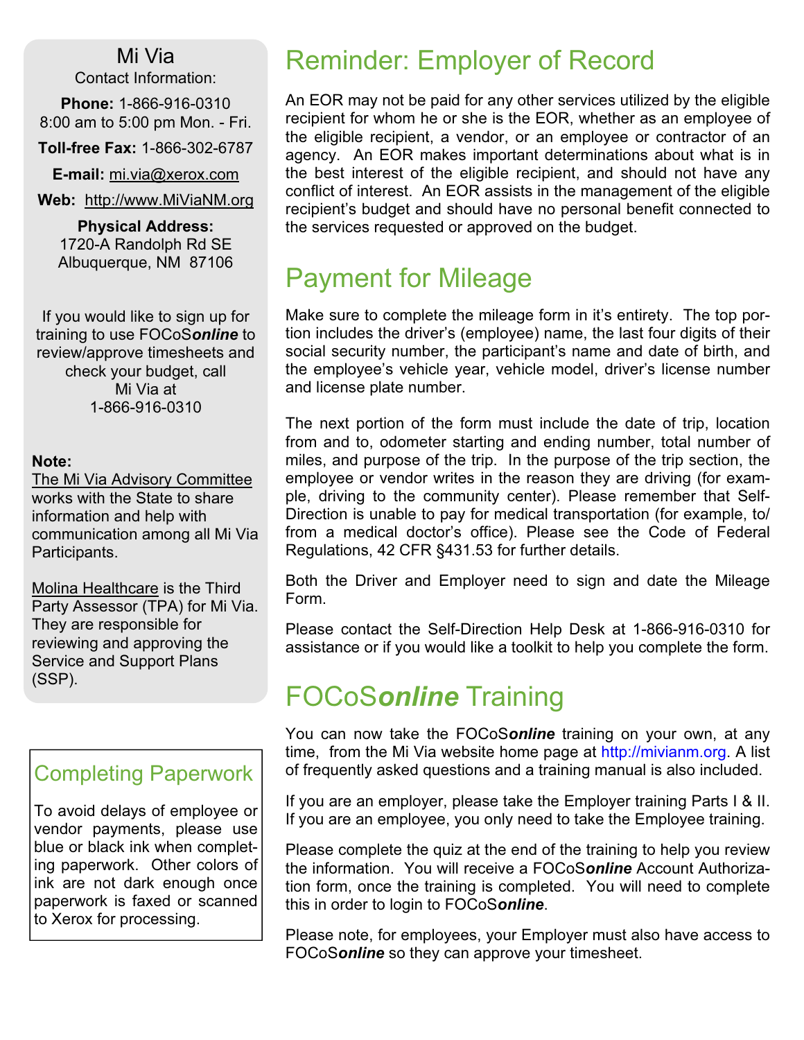## Mi Via

Contact Information:

**Phone:** 1-866-916-0310
8:00 am to 5:00 pm Mon. - Fri.

**Toll-free Fax:** 1-866-302-6787

**E-mail:** mi.via@xerox.com

**Web:** http://www.MiViaNM.org

**Physical Address:**
1720-A Randolph Rd SE
Albuquerque, NM 87106

If you would like to sign up for training to use FOCoS***online*** to review/approve timesheets and check your budget, call Mi Via at 1-866-916-0310

**Note:**
The Mi Via Advisory Committee works with the State to share information and help with communication among all Mi Via Participants.

Molina Healthcare is the Third Party Assessor (TPA) for Mi Via. They are responsible for reviewing and approving the Service and Support Plans (SSP).

## Completing Paperwork

To avoid delays of employee or vendor payments, please use blue or black ink when completing paperwork. Other colors of ink are not dark enough once paperwork is faxed or scanned to Xerox for processing.

# Reminder: Employer of Record

An EOR may not be paid for any other services utilized by the eligible recipient for whom he or she is the EOR, whether as an employee of the eligible recipient, a vendor, or an employee or contractor of an agency. An EOR makes important determinations about what is in the best interest of the eligible recipient, and should not have any conflict of interest. An EOR assists in the management of the eligible recipient's budget and should have no personal benefit connected to the services requested or approved on the budget.

# Payment for Mileage

Make sure to complete the mileage form in it's entirety. The top portion includes the driver's (employee) name, the last four digits of their social security number, the participant's name and date of birth, and the employee's vehicle year, vehicle model, driver's license number and license plate number.

The next portion of the form must include the date of trip, location from and to, odometer starting and ending number, total number of miles, and purpose of the trip. In the purpose of the trip section, the employee or vendor writes in the reason they are driving (for example, driving to the community center). Please remember that Self-Direction is unable to pay for medical transportation (for example, to/from a medical doctor's office). Please see the Code of Federal Regulations, 42 CFR §431.53 for further details.

Both the Driver and Employer need to sign and date the Mileage Form.

Please contact the Self-Direction Help Desk at 1-866-916-0310 for assistance or if you would like a toolkit to help you complete the form.

# FOCoS*online* Training

You can now take the FOCoS***online*** training on your own, at any time, from the Mi Via website home page at http://mivianm.org. A list of frequently asked questions and a training manual is also included.

If you are an employer, please take the Employer training Parts I & II. If you are an employee, you only need to take the Employee training.

Please complete the quiz at the end of the training to help you review the information. You will receive a FOCoS***online*** Account Authorization form, once the training is completed. You will need to complete this in order to login to FOCoS***online***.

Please note, for employees, your Employer must also have access to FOCoS***online*** so they can approve your timesheet.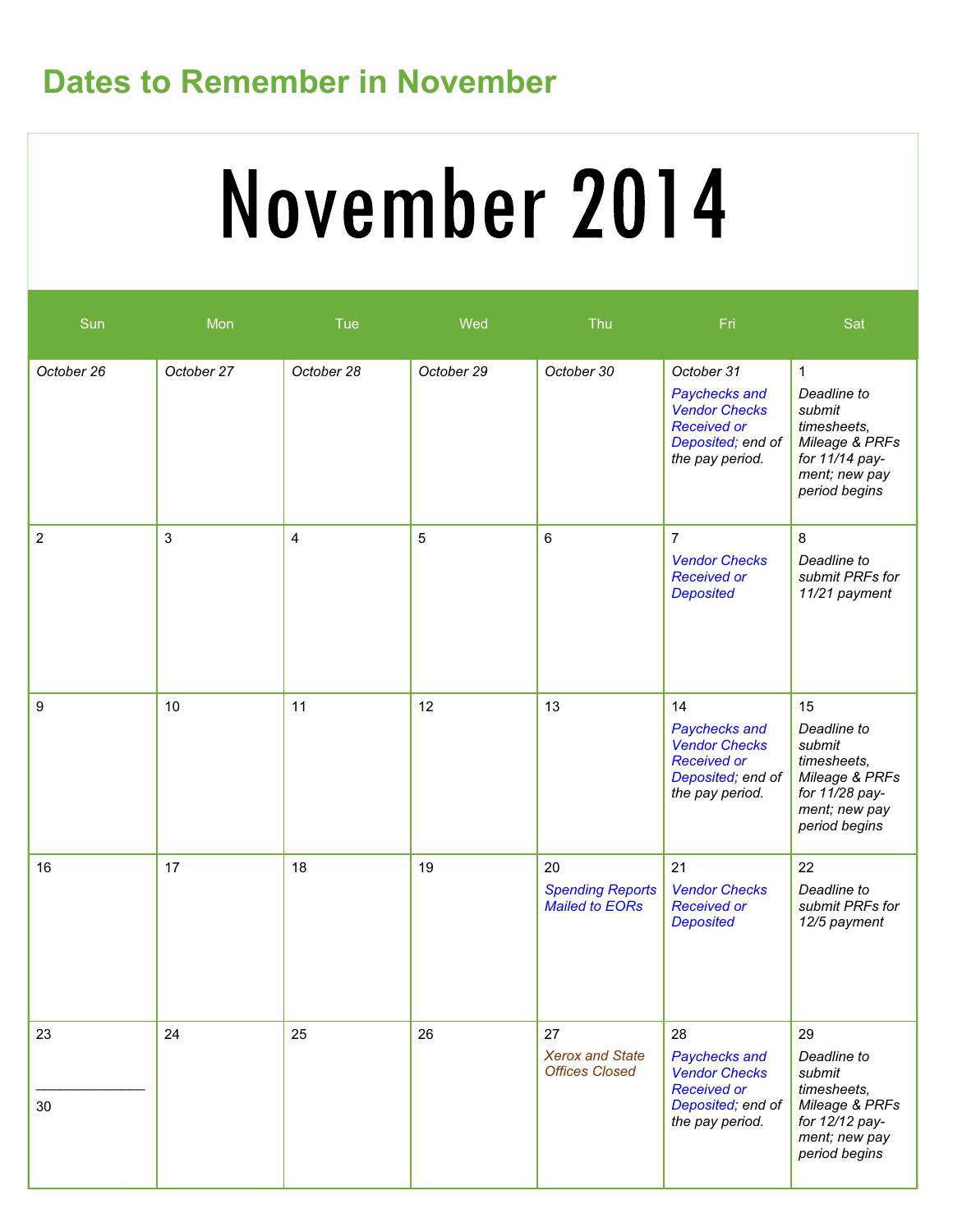## Dates to Remember in November

# November 2014

| Sun | Mon | Tue | Wed | Thu | Fri | Sat |
|---|---|---|---|---|---|---|
| *October 26* | *October 27* | *October 28* | *October 29* | *October 30* | *October 31* *Paychecks and Vendor Checks Received or Deposited; end of the pay period.* | 1 *Deadline to submit timesheets, Mileage & PRFs for 11/14 payment; new pay period begins* |
| 2 | 3 | 4 | 5 | 6 | 7 *Vendor Checks Received or Deposited* | 8 *Deadline to submit PRFs for 11/21 payment* |
| 9 | 10 | 11 | 12 | 13 | 14 *Paychecks and Vendor Checks Received or Deposited; end of the pay period.* | 15 *Deadline to submit timesheets, Mileage & PRFs for 11/28 payment; new pay period begins* |
| 16 | 17 | 18 | 19 | 20 *Spending Reports Mailed to EORs* | 21 *Vendor Checks Received or Deposited* | 22 *Deadline to submit PRFs for 12/5 payment* |
| 23 / 30 | 24 | 25 | 26 | 27 *Xerox and State Offices Closed* | 28 *Paychecks and Vendor Checks Received or Deposited; end of the pay period.* | 29 *Deadline to submit timesheets, Mileage & PRFs for 12/12 payment; new pay period begins* |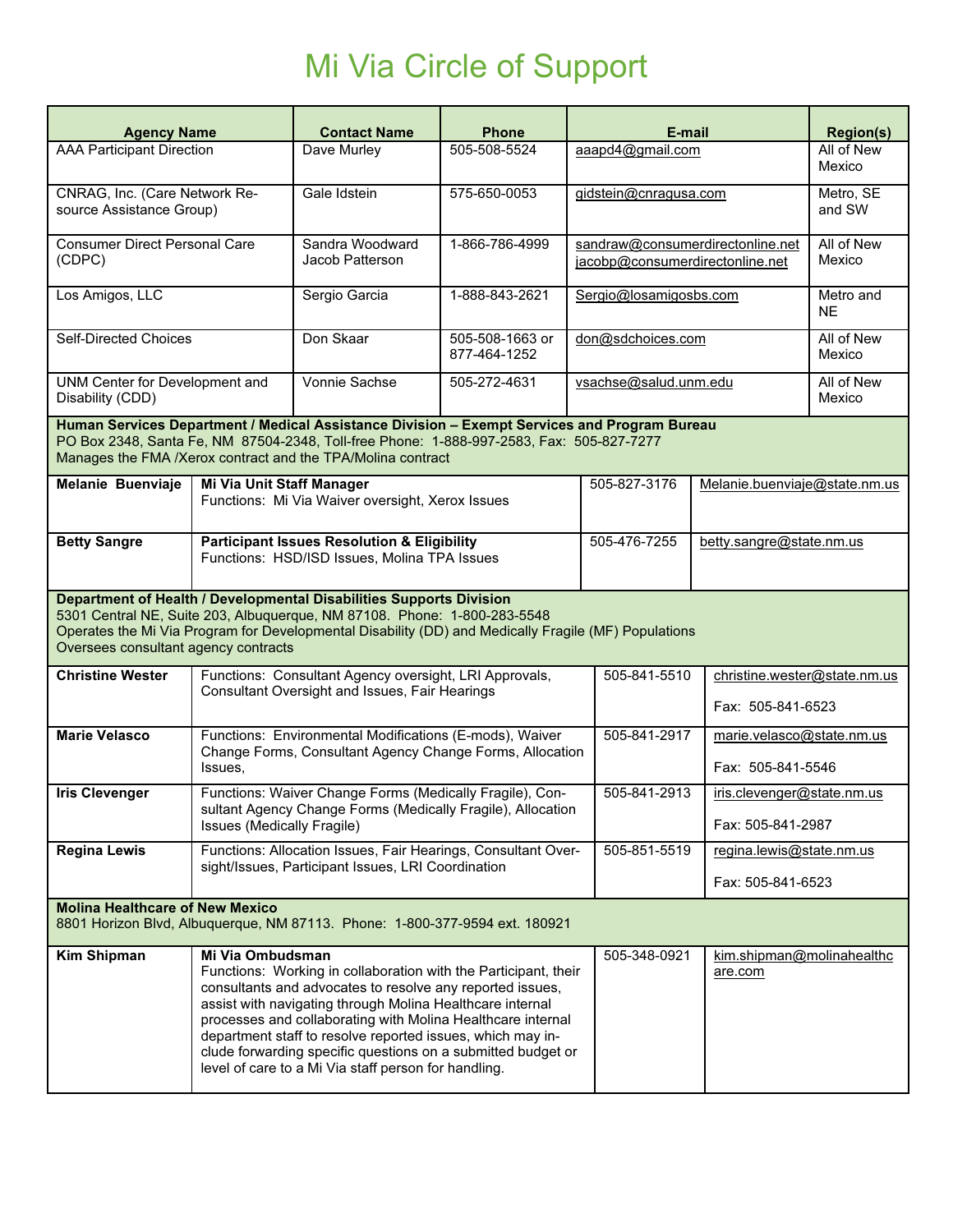# Mi Via Circle of Support

| Agency Name | Contact Name | Phone | E-mail | Region(s) |
|---|---|---|---|---|
| AAA Participant Direction | Dave Murley | 505-508-5524 | aaapd4@gmail.com | All of New Mexico |
| CNRAG, Inc. (Care Network Resource Assistance Group) | Gale Idstein | 575-650-0053 | gidstein@cnragusa.com | Metro, SE and SW |
| Consumer Direct Personal Care (CDPC) | Sandra Woodward<br>Jacob Patterson | 1-866-786-4999 | sandraw@consumerdirectonline.net<br>jacobp@consumerdirectonline.net | All of New Mexico |
| Los Amigos, LLC | Sergio Garcia | 1-888-843-2621 | Sergio@losamigosbs.com | Metro and NE |
| Self-Directed Choices | Don Skaar | 505-508-1663 or 877-464-1252 | don@sdchoices.com | All of New Mexico |
| UNM Center for Development and Disability (CDD) | Vonnie Sachse | 505-272-4631 | vsachse@salud.unm.edu | All of New Mexico |

**Human Services Department / Medical Assistance Division – Exempt Services and Program Bureau**
PO Box 2348, Santa Fe, NM 87504-2348, Toll-free Phone: 1-888-997-2583, Fax: 505-827-7277
Manages the FMA /Xerox contract and the TPA/Molina contract

| | | | |
|---|---|---|---|
| **Melanie Buenviaje** | **Mi Via Unit Staff Manager**<br>Functions: Mi Via Waiver oversight, Xerox Issues | 505-827-3176 | Melanie.buenviaje@state.nm.us |
| **Betty Sangre** | **Participant Issues Resolution & Eligibility**<br>Functions: HSD/ISD Issues, Molina TPA Issues | 505-476-7255 | betty.sangre@state.nm.us |

**Department of Health / Developmental Disabilities Supports Division**
5301 Central NE, Suite 203, Albuquerque, NM 87108. Phone: 1-800-283-5548
Operates the Mi Via Program for Developmental Disability (DD) and Medically Fragile (MF) Populations
Oversees consultant agency contracts

| | | | |
|---|---|---|---|
| **Christine Wester** | Functions: Consultant Agency oversight, LRI Approvals, Consultant Oversight and Issues, Fair Hearings | 505-841-5510 | christine.wester@state.nm.us<br>Fax: 505-841-6523 |
| **Marie Velasco** | Functions: Environmental Modifications (E-mods), Waiver Change Forms, Consultant Agency Change Forms, Allocation Issues, | 505-841-2917 | marie.velasco@state.nm.us<br>Fax: 505-841-5546 |
| **Iris Clevenger** | Functions: Waiver Change Forms (Medically Fragile), Consultant Agency Change Forms (Medically Fragile), Allocation Issues (Medically Fragile) | 505-841-2913 | iris.clevenger@state.nm.us<br>Fax: 505-841-2987 |
| **Regina Lewis** | Functions: Allocation Issues, Fair Hearings, Consultant Oversight/Issues, Participant Issues, LRI Coordination | 505-851-5519 | regina.lewis@state.nm.us<br>Fax: 505-841-6523 |

**Molina Healthcare of New Mexico**
8801 Horizon Blvd, Albuquerque, NM 87113. Phone: 1-800-377-9594 ext. 180921

| | | | |
|---|---|---|---|
| **Kim Shipman** | **Mi Via Ombudsman**<br>Functions: Working in collaboration with the Participant, their consultants and advocates to resolve any reported issues, assist with navigating through Molina Healthcare internal processes and collaborating with Molina Healthcare internal department staff to resolve reported issues, which may include forwarding specific questions on a submitted budget or level of care to a Mi Via staff person for handling. | 505-348-0921 | kim.shipman@molinahealthcare.com |